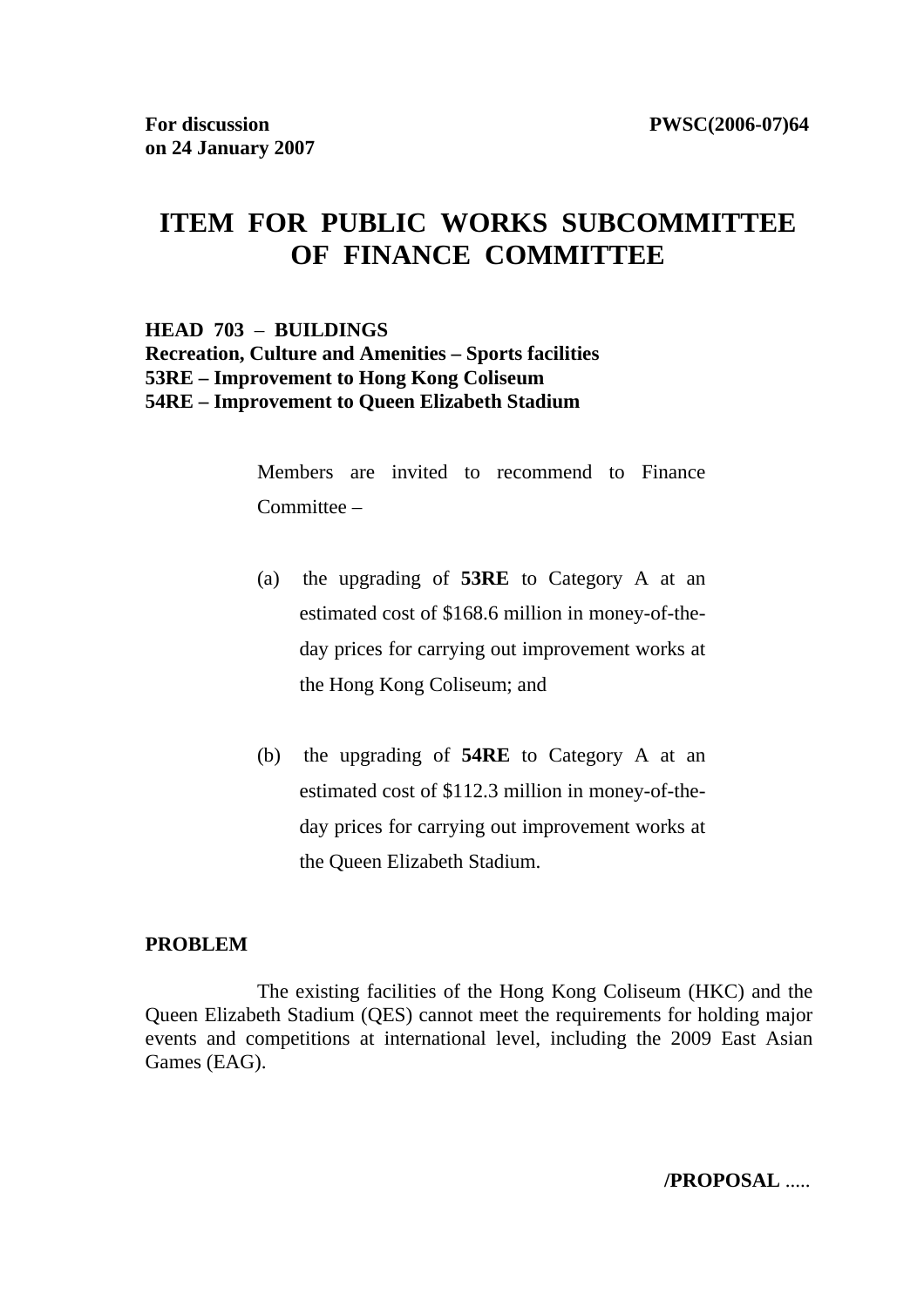**For discussion on 24 January 2007** | **PWSC(2006-07)64**

# ITEM FOR PUBLIC WORKS SUBCOMMITTEE OF FINANCE COMMITTEE

**HEAD 703 – BUILDINGS**
**Recreation, Culture and Amenities – Sports facilities**
**53RE – Improvement to Hong Kong Coliseum**
**54RE – Improvement to Queen Elizabeth Stadium**

Members are invited to recommend to Finance Committee –

(a) the upgrading of **53RE** to Category A at an estimated cost of $168.6 million in money-of-the-day prices for carrying out improvement works at the Hong Kong Coliseum; and

(b) the upgrading of **54RE** to Category A at an estimated cost of $112.3 million in money-of-the-day prices for carrying out improvement works at the Queen Elizabeth Stadium.

## PROBLEM

The existing facilities of the Hong Kong Coliseum (HKC) and the Queen Elizabeth Stadium (QES) cannot meet the requirements for holding major events and competitions at international level, including the 2009 East Asian Games (EAG).

**/PROPOSAL** .....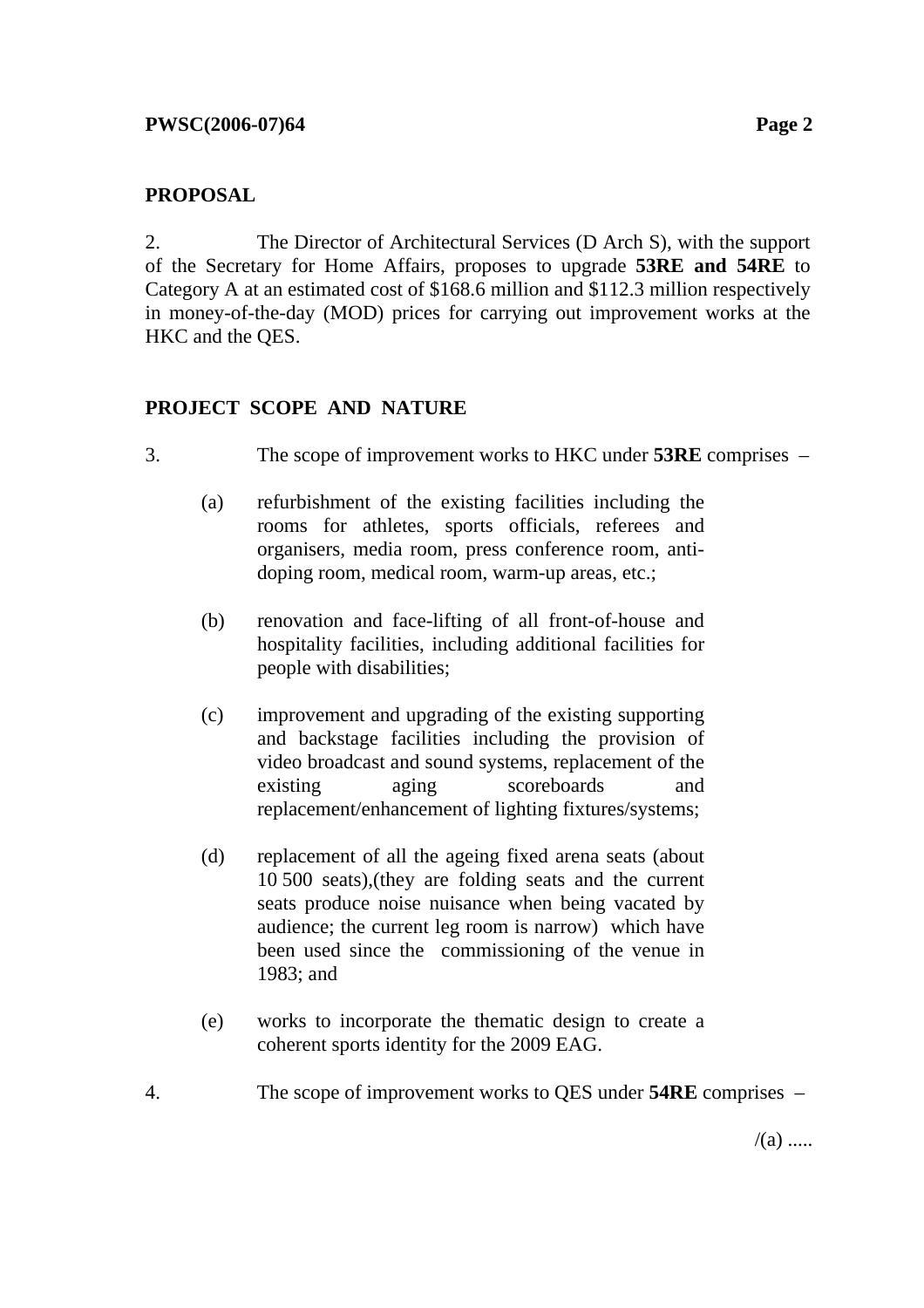## PROPOSAL

2. The Director of Architectural Services (D Arch S), with the support of the Secretary for Home Affairs, proposes to upgrade **53RE and 54RE** to Category A at an estimated cost of $168.6 million and $112.3 million respectively in money-of-the-day (MOD) prices for carrying out improvement works at the HKC and the QES.

## PROJECT SCOPE AND NATURE

3. The scope of improvement works to HKC under **53RE** comprises –

(a) refurbishment of the existing facilities including the rooms for athletes, sports officials, referees and organisers, media room, press conference room, anti-doping room, medical room, warm-up areas, etc.;

(b) renovation and face-lifting of all front-of-house and hospitality facilities, including additional facilities for people with disabilities;

(c) improvement and upgrading of the existing supporting and backstage facilities including the provision of video broadcast and sound systems, replacement of the existing aging scoreboards and replacement/enhancement of lighting fixtures/systems;

(d) replacement of all the ageing fixed arena seats (about 10 500 seats),(they are folding seats and the current seats produce noise nuisance when being vacated by audience; the current leg room is narrow) which have been used since the commissioning of the venue in 1983; and

(e) works to incorporate the thematic design to create a coherent sports identity for the 2009 EAG.

4. The scope of improvement works to QES under **54RE** comprises –

/(a) .....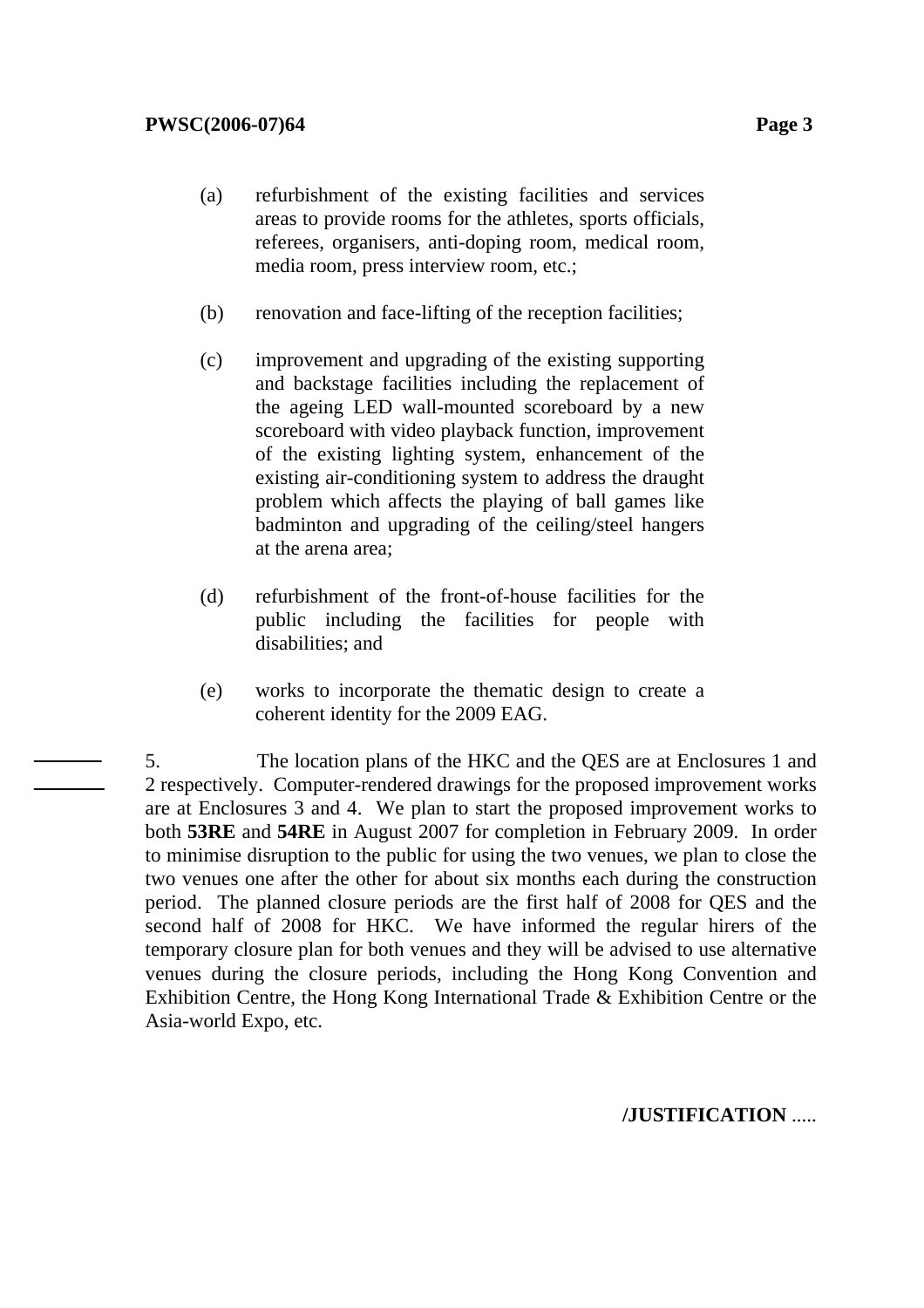(a) refurbishment of the existing facilities and services areas to provide rooms for the athletes, sports officials, referees, organisers, anti-doping room, medical room, media room, press interview room, etc.;

(b) renovation and face-lifting of the reception facilities;

(c) improvement and upgrading of the existing supporting and backstage facilities including the replacement of the ageing LED wall-mounted scoreboard by a new scoreboard with video playback function, improvement of the existing lighting system, enhancement of the existing air-conditioning system to address the draught problem which affects the playing of ball games like badminton and upgrading of the ceiling/steel hangers at the arena area;

(d) refurbishment of the front-of-house facilities for the public including the facilities for people with disabilities; and

(e) works to incorporate the thematic design to create a coherent identity for the 2009 EAG.

5. The location plans of the HKC and the QES are at Enclosures 1 and 2 respectively. Computer-rendered drawings for the proposed improvement works are at Enclosures 3 and 4. We plan to start the proposed improvement works to both **53RE** and **54RE** in August 2007 for completion in February 2009. In order to minimise disruption to the public for using the two venues, we plan to close the two venues one after the other for about six months each during the construction period. The planned closure periods are the first half of 2008 for QES and the second half of 2008 for HKC. We have informed the regular hirers of the temporary closure plan for both venues and they will be advised to use alternative venues during the closure periods, including the Hong Kong Convention and Exhibition Centre, the Hong Kong International Trade & Exhibition Centre or the Asia-world Expo, etc.

**/JUSTIFICATION** .....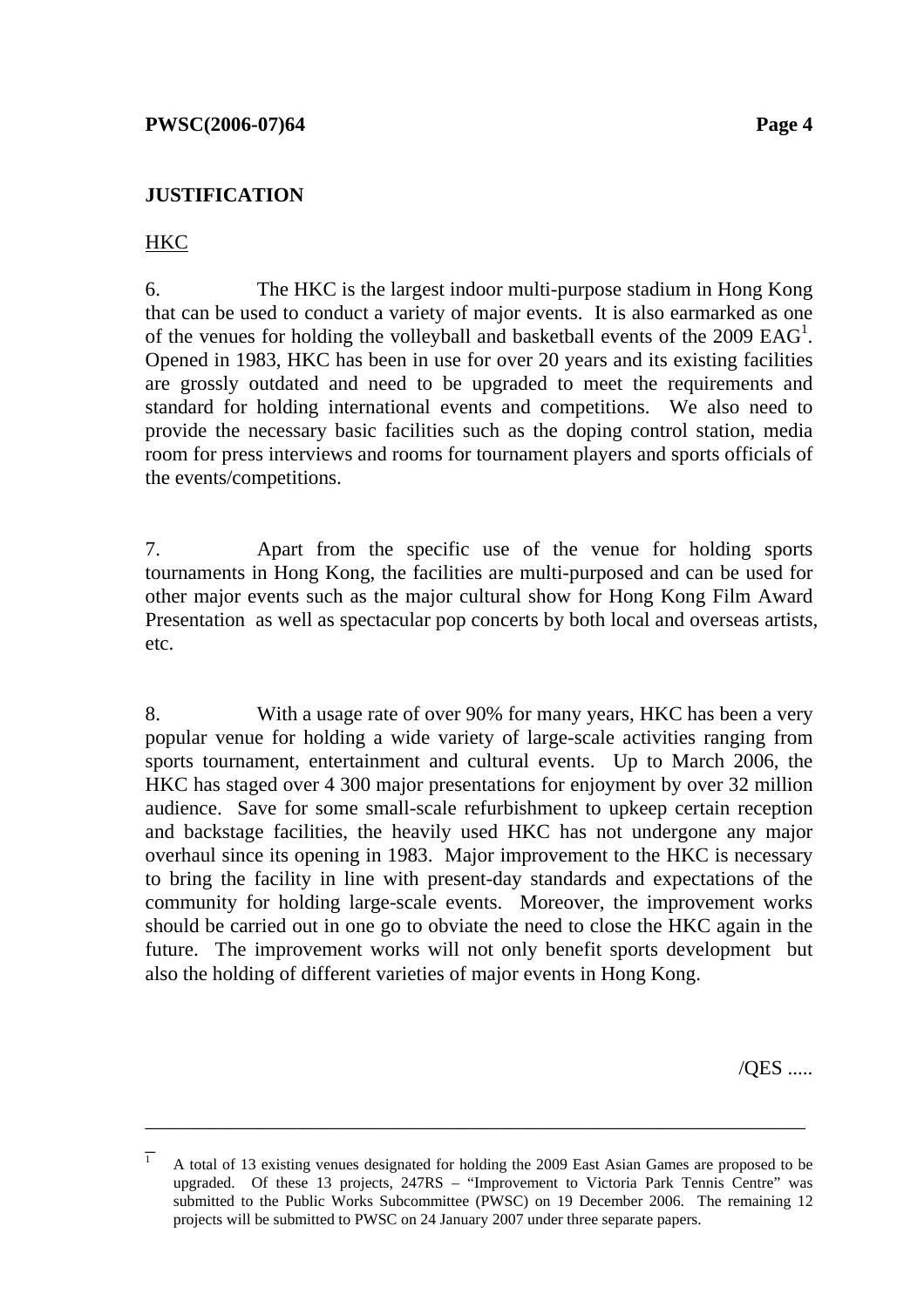**JUSTIFICATION**

HKC

6. The HKC is the largest indoor multi-purpose stadium in Hong Kong that can be used to conduct a variety of major events. It is also earmarked as one of the venues for holding the volleyball and basketball events of the 2009 EAG[1]. Opened in 1983, HKC has been in use for over 20 years and its existing facilities are grossly outdated and need to be upgraded to meet the requirements and standard for holding international events and competitions. We also need to provide the necessary basic facilities such as the doping control station, media room for press interviews and rooms for tournament players and sports officials of the events/competitions.

7. Apart from the specific use of the venue for holding sports tournaments in Hong Kong, the facilities are multi-purposed and can be used for other major events such as the major cultural show for Hong Kong Film Award Presentation as well as spectacular pop concerts by both local and overseas artists, etc.

8. With a usage rate of over 90% for many years, HKC has been a very popular venue for holding a wide variety of large-scale activities ranging from sports tournament, entertainment and cultural events. Up to March 2006, the HKC has staged over 4 300 major presentations for enjoyment by over 32 million audience. Save for some small-scale refurbishment to upkeep certain reception and backstage facilities, the heavily used HKC has not undergone any major overhaul since its opening in 1983. Major improvement to the HKC is necessary to bring the facility in line with present-day standards and expectations of the community for holding large-scale events. Moreover, the improvement works should be carried out in one go to obviate the need to close the HKC again in the future. The improvement works will not only benefit sports development but also the holding of different varieties of major events in Hong Kong.

/QES .....

---

[1] A total of 13 existing venues designated for holding the 2009 East Asian Games are proposed to be upgraded. Of these 13 projects, 247RS – "Improvement to Victoria Park Tennis Centre" was submitted to the Public Works Subcommittee (PWSC) on 19 December 2006. The remaining 12 projects will be submitted to PWSC on 24 January 2007 under three separate papers.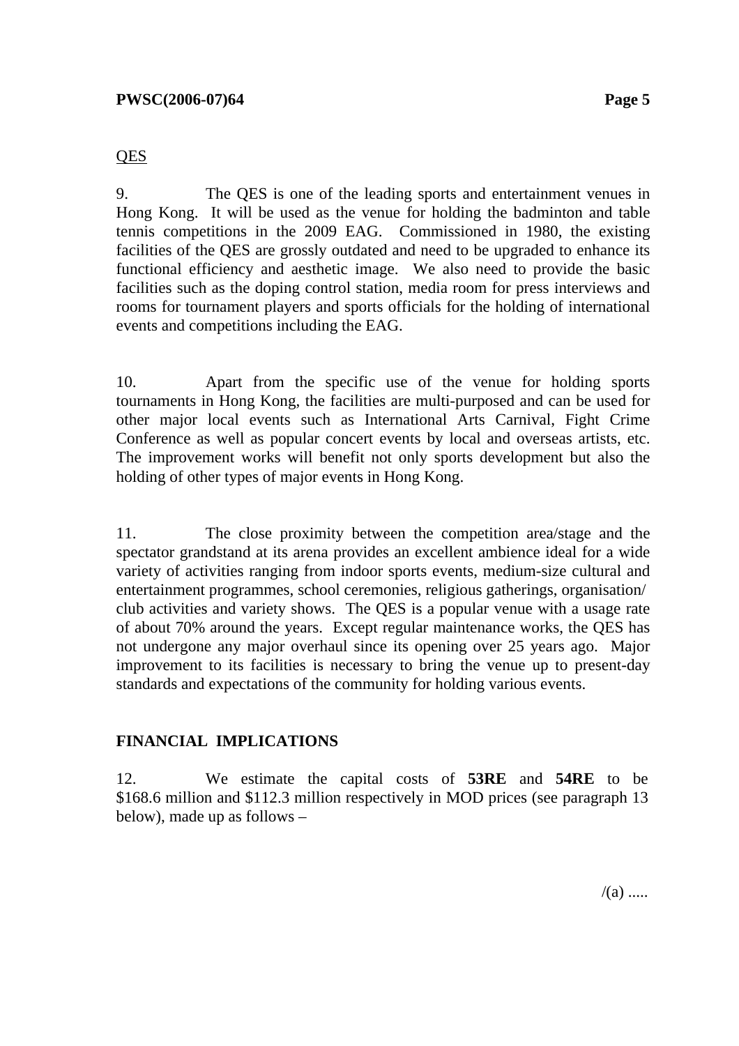QES

9. The QES is one of the leading sports and entertainment venues in Hong Kong. It will be used as the venue for holding the badminton and table tennis competitions in the 2009 EAG. Commissioned in 1980, the existing facilities of the QES are grossly outdated and need to be upgraded to enhance its functional efficiency and aesthetic image. We also need to provide the basic facilities such as the doping control station, media room for press interviews and rooms for tournament players and sports officials for the holding of international events and competitions including the EAG.

10. Apart from the specific use of the venue for holding sports tournaments in Hong Kong, the facilities are multi-purposed and can be used for other major local events such as International Arts Carnival, Fight Crime Conference as well as popular concert events by local and overseas artists, etc. The improvement works will benefit not only sports development but also the holding of other types of major events in Hong Kong.

11. The close proximity between the competition area/stage and the spectator grandstand at its arena provides an excellent ambience ideal for a wide variety of activities ranging from indoor sports events, medium-size cultural and entertainment programmes, school ceremonies, religious gatherings, organisation/ club activities and variety shows. The QES is a popular venue with a usage rate of about 70% around the years. Except regular maintenance works, the QES has not undergone any major overhaul since its opening over 25 years ago. Major improvement to its facilities is necessary to bring the venue up to present-day standards and expectations of the community for holding various events.

**FINANCIAL IMPLICATIONS**

12. We estimate the capital costs of **53RE** and **54RE** to be $168.6 million and $112.3 million respectively in MOD prices (see paragraph 13 below), made up as follows –

/(a) .....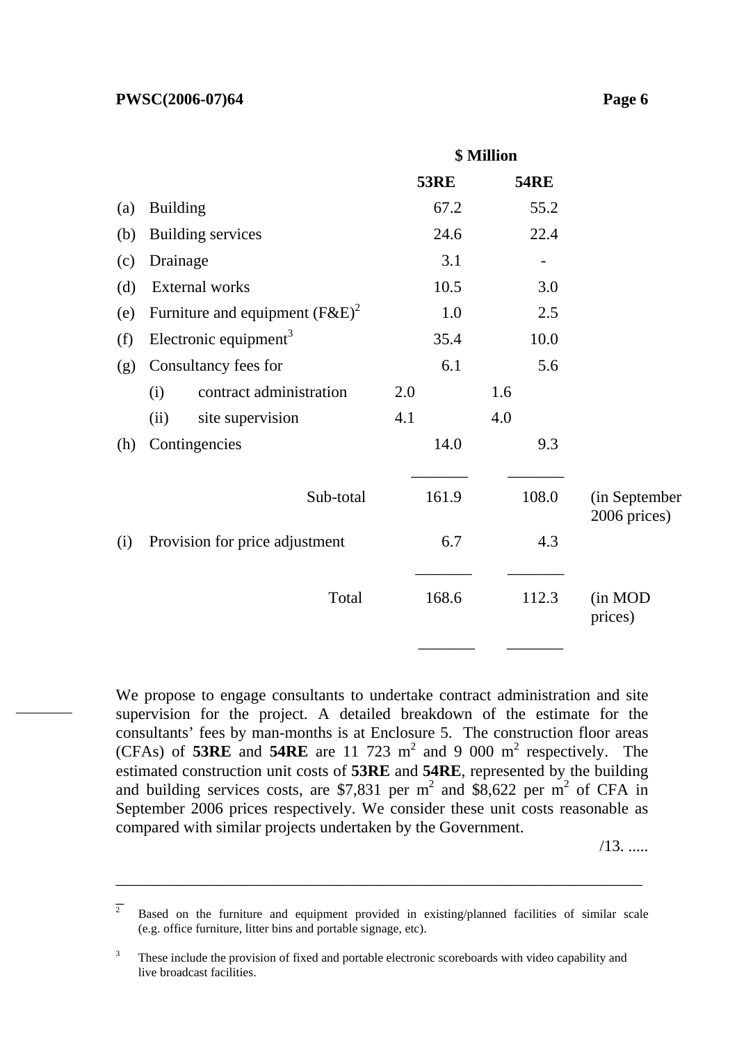| | | $ Million | | | | |
|---|---|---|---|---|---|---|
| | | **53RE** | | **54RE** | | |
| (a) | Building | | 67.2 | | 55.2 | |
| (b) | Building services | | 24.6 | | 22.4 | |
| (c) | Drainage | | 3.1 | | - | |
| (d) | External works | | 10.5 | | 3.0 | |
| (e) | Furniture and equipment (F&E)[2] | | 1.0 | | 2.5 | |
| (f) | Electronic equipment[3] | | 35.4 | | 10.0 | |
| (g) | Consultancy fees for | | 6.1 | | 5.6 | |
| | (i) contract administration | 2.0 | | 1.6 | | |
| | (ii) site supervision | 4.1 | | 4.0 | | |
| (h) | Contingencies | | 14.0 | | 9.3 | |
| | Sub-total | | 161.9 | | 108.0 | (in September 2006 prices) |
| (i) | Provision for price adjustment | | 6.7 | | 4.3 | |
| | Total | | 168.6 | | 112.3 | (in MOD prices) |

We propose to engage consultants to undertake contract administration and site supervision for the project. A detailed breakdown of the estimate for the consultants' fees by man-months is at Enclosure 5. The construction floor areas (CFAs) of **53RE** and **54RE** are 11 723 $m^2$ and 9 000 $m^2$ respectively. The estimated construction unit costs of **53RE** and **54RE**, represented by the building and building services costs, are $7,831 per $m^2$ and $8,622 per $m^2$ of CFA in September 2006 prices respectively. We consider these unit costs reasonable as compared with similar projects undertaken by the Government.

/13. .....

---

[2] Based on the furniture and equipment provided in existing/planned facilities of similar scale (e.g. office furniture, litter bins and portable signage, etc).

[3] These include the provision of fixed and portable electronic scoreboards with video capability and live broadcast facilities.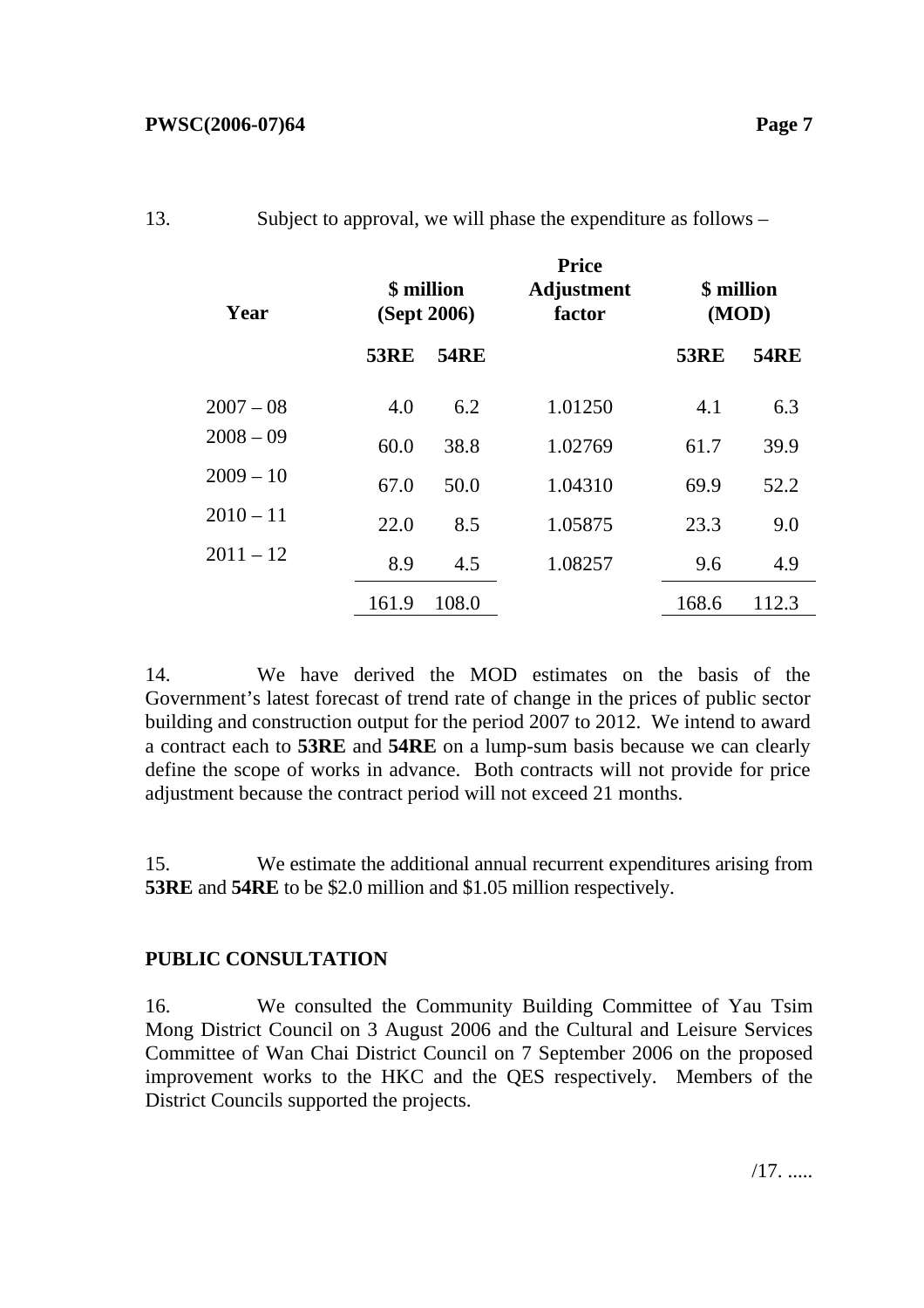13. Subject to approval, we will phase the expenditure as follows –

| Year | $ million (Sept 2006) | | Price Adjustment factor | $ million (MOD) | |
|---|---|---|---|---|---|
| | **53RE** | **54RE** | | **53RE** | **54RE** |
| 2007 – 08 | 4.0 | 6.2 | 1.01250 | 4.1 | 6.3 |
| 2008 – 09 | 60.0 | 38.8 | 1.02769 | 61.7 | 39.9 |
| 2009 – 10 | 67.0 | 50.0 | 1.04310 | 69.9 | 52.2 |
| 2010 – 11 | 22.0 | 8.5 | 1.05875 | 23.3 | 9.0 |
| 2011 – 12 | 8.9 | 4.5 | 1.08257 | 9.6 | 4.9 |
| | 161.9 | 108.0 | | 168.6 | 112.3 |

14. We have derived the MOD estimates on the basis of the Government's latest forecast of trend rate of change in the prices of public sector building and construction output for the period 2007 to 2012. We intend to award a contract each to **53RE** and **54RE** on a lump-sum basis because we can clearly define the scope of works in advance. Both contracts will not provide for price adjustment because the contract period will not exceed 21 months.

15. We estimate the additional annual recurrent expenditures arising from **53RE** and **54RE** to be $2.0 million and $1.05 million respectively.

**PUBLIC CONSULTATION**

16. We consulted the Community Building Committee of Yau Tsim Mong District Council on 3 August 2006 and the Cultural and Leisure Services Committee of Wan Chai District Council on 7 September 2006 on the proposed improvement works to the HKC and the QES respectively. Members of the District Councils supported the projects.

/17. .....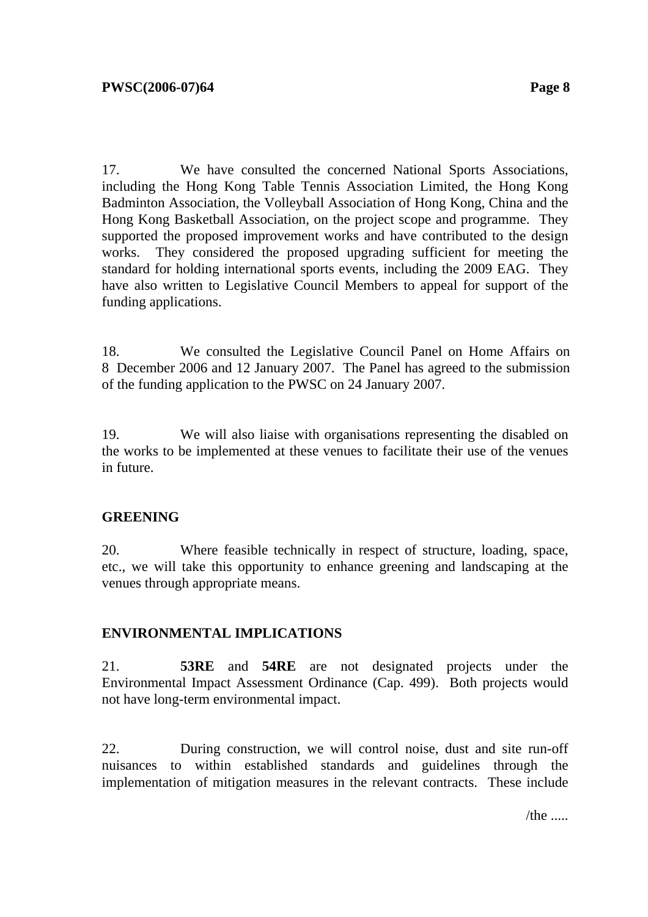17. We have consulted the concerned National Sports Associations, including the Hong Kong Table Tennis Association Limited, the Hong Kong Badminton Association, the Volleyball Association of Hong Kong, China and the Hong Kong Basketball Association, on the project scope and programme. They supported the proposed improvement works and have contributed to the design works. They considered the proposed upgrading sufficient for meeting the standard for holding international sports events, including the 2009 EAG. They have also written to Legislative Council Members to appeal for support of the funding applications.

18. We consulted the Legislative Council Panel on Home Affairs on 8 December 2006 and 12 January 2007. The Panel has agreed to the submission of the funding application to the PWSC on 24 January 2007.

19. We will also liaise with organisations representing the disabled on the works to be implemented at these venues to facilitate their use of the venues in future.

## GREENING

20. Where feasible technically in respect of structure, loading, space, etc., we will take this opportunity to enhance greening and landscaping at the venues through appropriate means.

## ENVIRONMENTAL IMPLICATIONS

21. **53RE** and **54RE** are not designated projects under the Environmental Impact Assessment Ordinance (Cap. 499). Both projects would not have long-term environmental impact.

22. During construction, we will control noise, dust and site run-off nuisances to within established standards and guidelines through the implementation of mitigation measures in the relevant contracts. These include

/the .....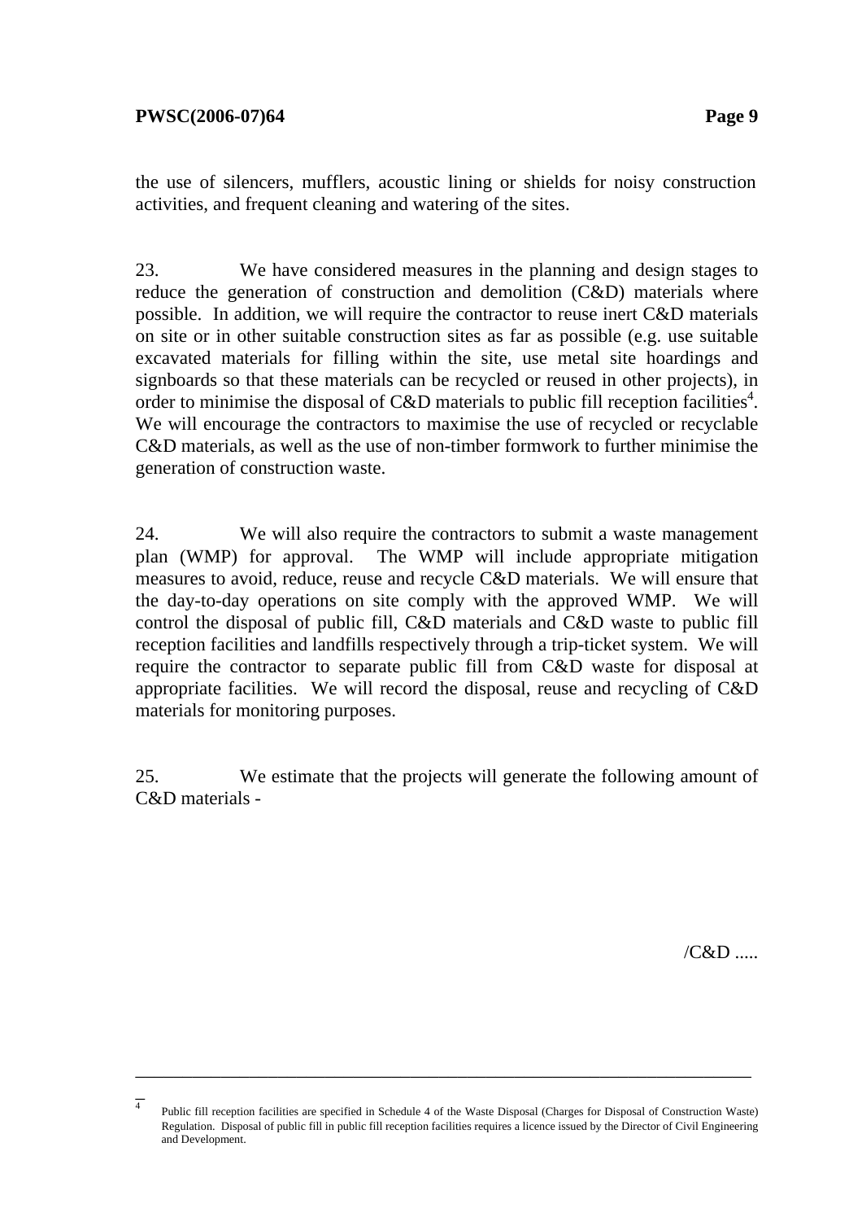the use of silencers, mufflers, acoustic lining or shields for noisy construction activities, and frequent cleaning and watering of the sites.

23. We have considered measures in the planning and design stages to reduce the generation of construction and demolition (C&D) materials where possible. In addition, we will require the contractor to reuse inert C&D materials on site or in other suitable construction sites as far as possible (e.g. use suitable excavated materials for filling within the site, use metal site hoardings and signboards so that these materials can be recycled or reused in other projects), in order to minimise the disposal of C&D materials to public fill reception facilities[4]. We will encourage the contractors to maximise the use of recycled or recyclable C&D materials, as well as the use of non-timber formwork to further minimise the generation of construction waste.

24. We will also require the contractors to submit a waste management plan (WMP) for approval. The WMP will include appropriate mitigation measures to avoid, reduce, reuse and recycle C&D materials. We will ensure that the day-to-day operations on site comply with the approved WMP. We will control the disposal of public fill, C&D materials and C&D waste to public fill reception facilities and landfills respectively through a trip-ticket system. We will require the contractor to separate public fill from C&D waste for disposal at appropriate facilities. We will record the disposal, reuse and recycling of C&D materials for monitoring purposes.

25. We estimate that the projects will generate the following amount of C&D materials -

/C&D .....

---

[4] Public fill reception facilities are specified in Schedule 4 of the Waste Disposal (Charges for Disposal of Construction Waste) Regulation. Disposal of public fill in public fill reception facilities requires a licence issued by the Director of Civil Engineering and Development.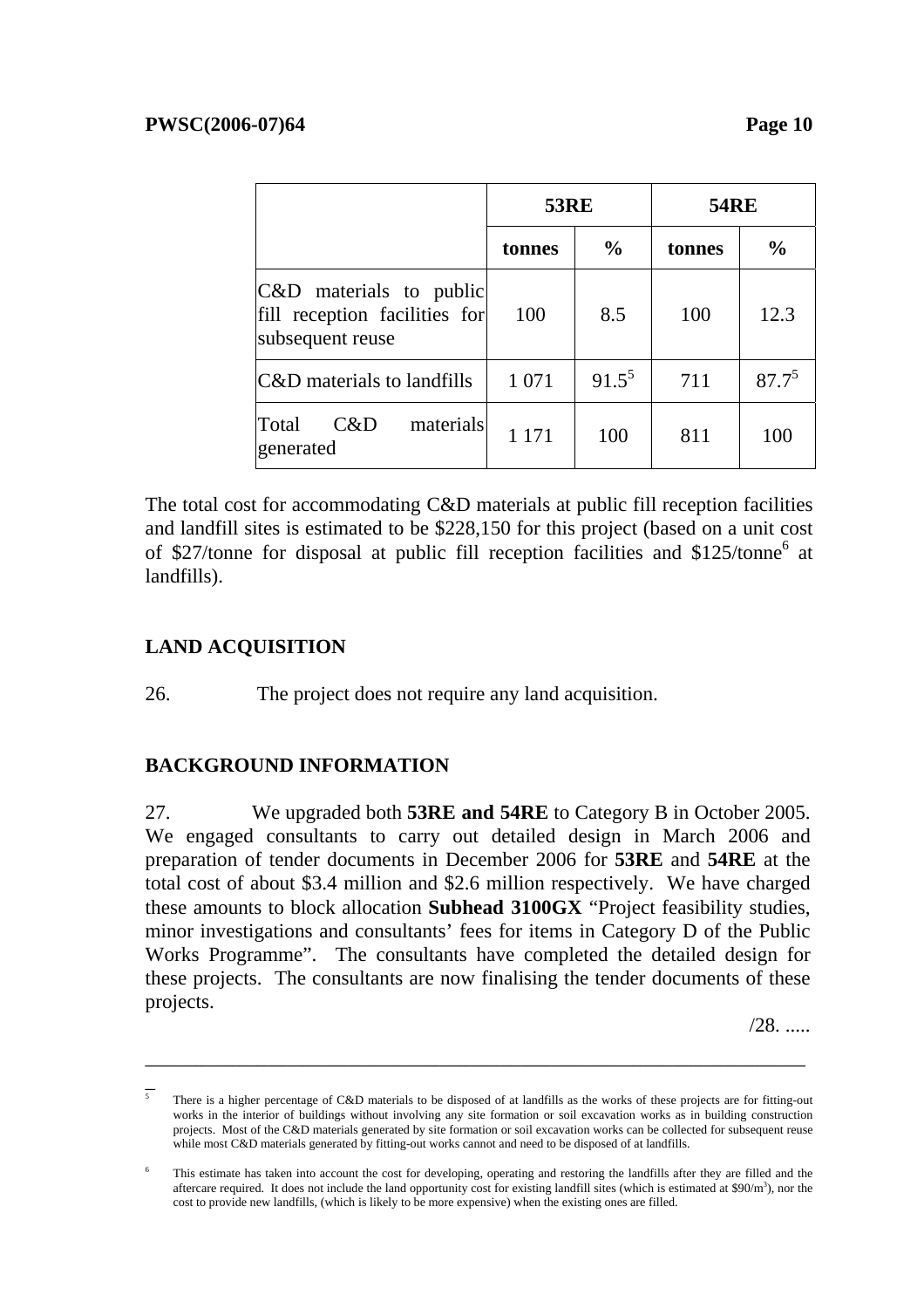| | 53RE | | 54RE | |
|---|---|---|---|---|
| | tonnes | % | tonnes | % |
| C&D materials to public fill reception facilities for subsequent reuse | 100 | 8.5 | 100 | 12.3 |
| C&D materials to landfills | 1 071 | 91.5[5] | 711 | 87.7[5] |
| Total C&D materials generated | 1 171 | 100 | 811 | 100 |

The total cost for accommodating C&D materials at public fill reception facilities and landfill sites is estimated to be $228,150 for this project (based on a unit cost of $27/tonne for disposal at public fill reception facilities and $125/tonne[6] at landfills).

## LAND ACQUISITION

26. The project does not require any land acquisition.

## BACKGROUND INFORMATION

27. We upgraded both **53RE and 54RE** to Category B in October 2005. We engaged consultants to carry out detailed design in March 2006 and preparation of tender documents in December 2006 for **53RE** and **54RE** at the total cost of about $3.4 million and $2.6 million respectively. We have charged these amounts to block allocation **Subhead 3100GX** "Project feasibility studies, minor investigations and consultants' fees for items in Category D of the Public Works Programme". The consultants have completed the detailed design for these projects. The consultants are now finalising the tender documents of these projects.

/28. .....

---

[5] There is a higher percentage of C&D materials to be disposed of at landfills as the works of these projects are for fitting-out works in the interior of buildings without involving any site formation or soil excavation works as in building construction projects. Most of the C&D materials generated by site formation or soil excavation works can be collected for subsequent reuse while most C&D materials generated by fitting-out works cannot and need to be disposed of at landfills.

[6] This estimate has taken into account the cost for developing, operating and restoring the landfills after they are filled and the aftercare required. It does not include the land opportunity cost for existing landfill sites (which is estimated at $90/m$^3$), nor the cost to provide new landfills, (which is likely to be more expensive) when the existing ones are filled.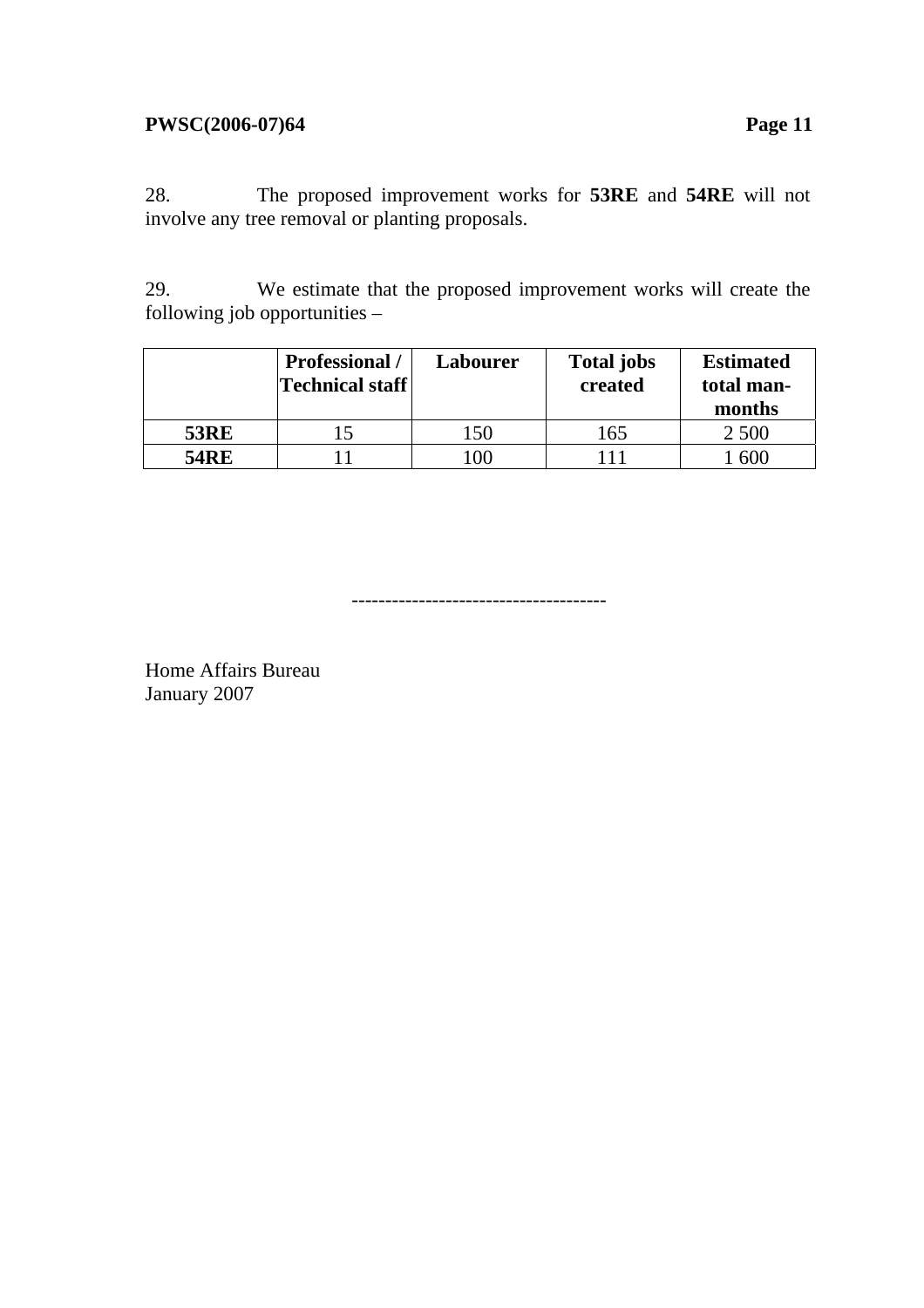28. The proposed improvement works for **53RE** and **54RE** will not involve any tree removal or planting proposals.

29. We estimate that the proposed improvement works will create the following job opportunities –

| | **Professional / Technical staff** | **Labourer** | **Total jobs created** | **Estimated total man-months** |
|---|---|---|---|---|
| **53RE** | 15 | 150 | 165 | 2 500 |
| **54RE** | 11 | 100 | 111 | 1 600 |

--------------------------------------

Home Affairs Bureau
January 2007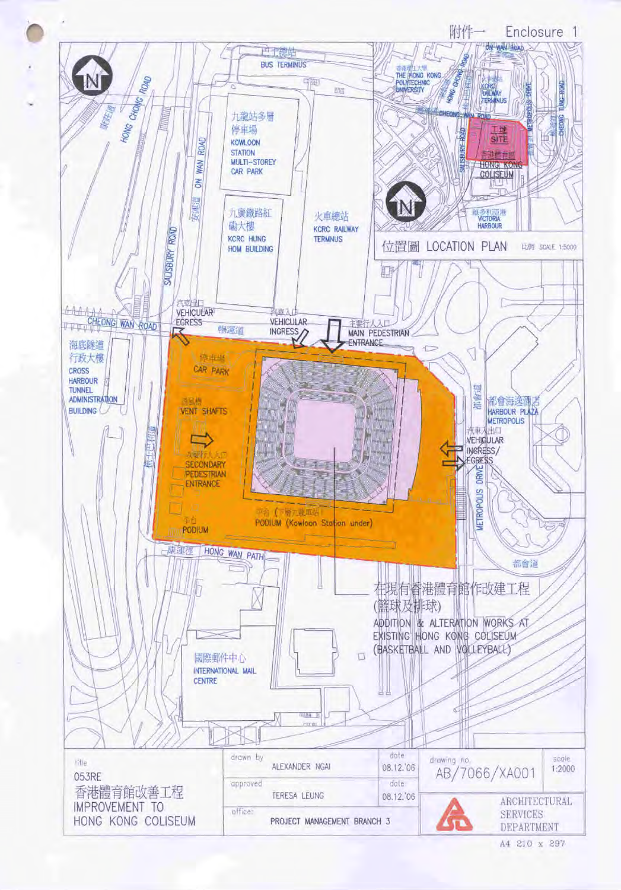附件一 Enclosure 1

位置圖 LOCATION PLAN 比例 SCALE 1:5000

工地 SITE

香港體育館 HONG KONG COLISEUM

巴士總站 BUS TERMINUS

九龍站多層停車場 KOWLOON STATION MULTI-STOREY CAR PARK

九廣鐵路紅磡大樓 KCRC HUNG HOM BUILDING

火車總站 KCRC RAILWAY TERMINUS

海底隧道行政大樓 CROSS HARBOUR TUNNEL ADMINISTRATION BUILDING

都會海逸酒店 HARBOUR PLAZA METROPOLIS

國際郵件中心 INTERNATIONAL MAIL CENTRE

HONG CHONG ROAD

ON WAN ROAD 安運道

SALISBURY ROAD

CHEONG WAN ROAD 暢運道

HONG WAN PATH 康運徑

METROPOLIS DRIVE 都會道

汽車出口 VEHICULAR EGRESS

汽車入口 VEHICULAR INGRESS

主要行人入口 MAIN PEDESTRIAN ENTRANCE

停車場 CAR PARK

通風槽 VENT SHAFTS

次要行人入口 SECONDARY PEDESTRIAN ENTRANCE

平台 PODIUM

平台（下層九龍車站）PODIUM (Kowloon Station under)

汽車入出口 VEHICULAR INGRESS/EGRESS

在現有香港體育館作改建工程（籃球及排球）

ADDITION & ALTERATION WORKS AT EXISTING HONG KONG COLISEUM (BASKETBALL AND VOLLEYBALL)

| title | drawn by | date | drawing no. | scale |
|---|---|---|---|---|
| 053RE 香港體育館改善工程 IMPROVEMENT TO HONG KONG COLISEUM | ALEXANDER NGAI | 08.12.'06 | AB/7066/XA001 | 1:2000 |
| | approved: TERESA LEUNG | 08.12.'06 | ARCHITECTURAL SERVICES DEPARTMENT | |
| | office: PROJECT MANAGEMENT BRANCH 3 | | | |

A4 210 x 297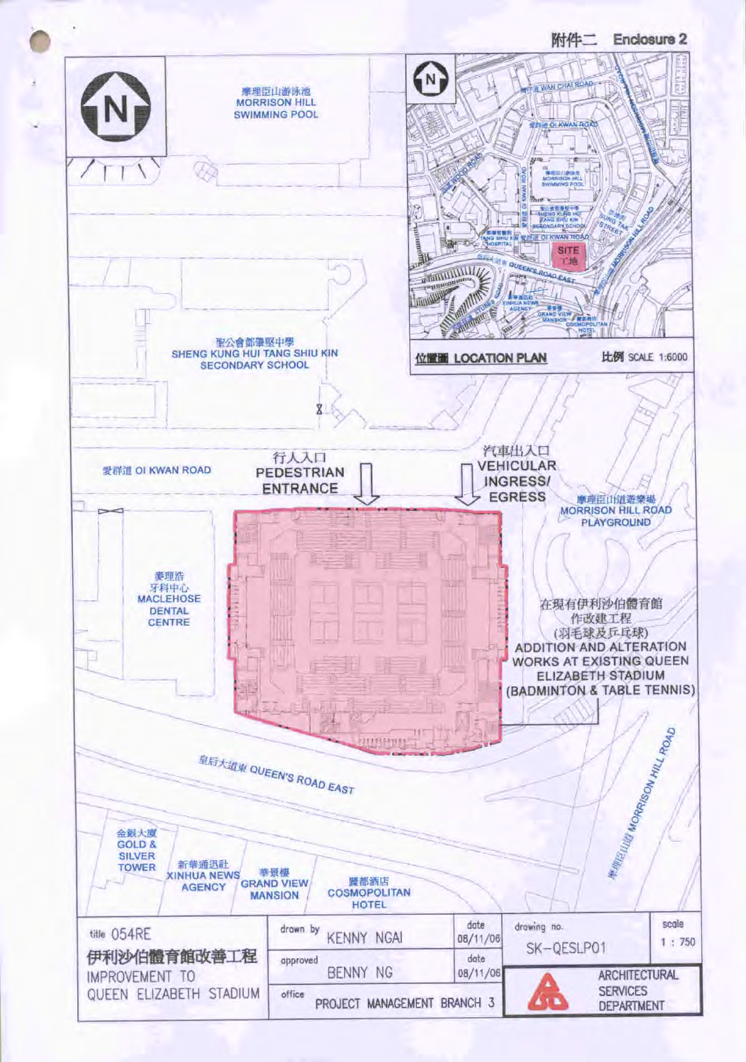附件二 Enclosure 2

摩理臣山游泳池
MORRISON HILL SWIMMING POOL

聖公會鄧肇堅中學
SHENG KUNG HUI TANG SHIU KIN SECONDARY SCHOOL

位置圖 LOCATION PLAN

比例 SCALE 1:6000

愛群道 OI KWAN ROAD

行人入口
PEDESTRIAN ENTRANCE

汽車出入口
VEHICULAR INGRESS/ EGRESS

摩理臣山道遊樂場
MORRISON HILL ROAD PLAYGROUND

麥理浩牙科中心
MACLEHOSE DENTAL CENTRE

在現有伊利沙伯體育館作改建工程
(羽毛球及乒乓球)
ADDITION AND ALTERATION WORKS AT EXISTING QUEEN ELIZABETH STADIUM (BADMINTON & TABLE TENNIS)

皇后大道東 QUEEN'S ROAD EAST

摩理臣山道 MORRISON HILL ROAD

金銀大廈
GOLD & SILVER TOWER

新華通訊社
XINHUA NEWS AGENCY

華景樓
GRAND VIEW MANSION

麗都酒店
COSMOPOLITAN HOTEL

| title 054RE 伊利沙伯體育館改善工程 IMPROVEMENT TO QUEEN ELIZABETH STADIUM | drawn by KENNY NGAI | date 08/11/06 | drawing no. SK-QESLP01 | scale 1 : 750 |
|---|---|---|---|---|
| | approved BENNY NG | date 08/11/06 | ARCHITECTURAL SERVICES DEPARTMENT | |
| | office PROJECT MANAGEMENT BRANCH 3 | | | |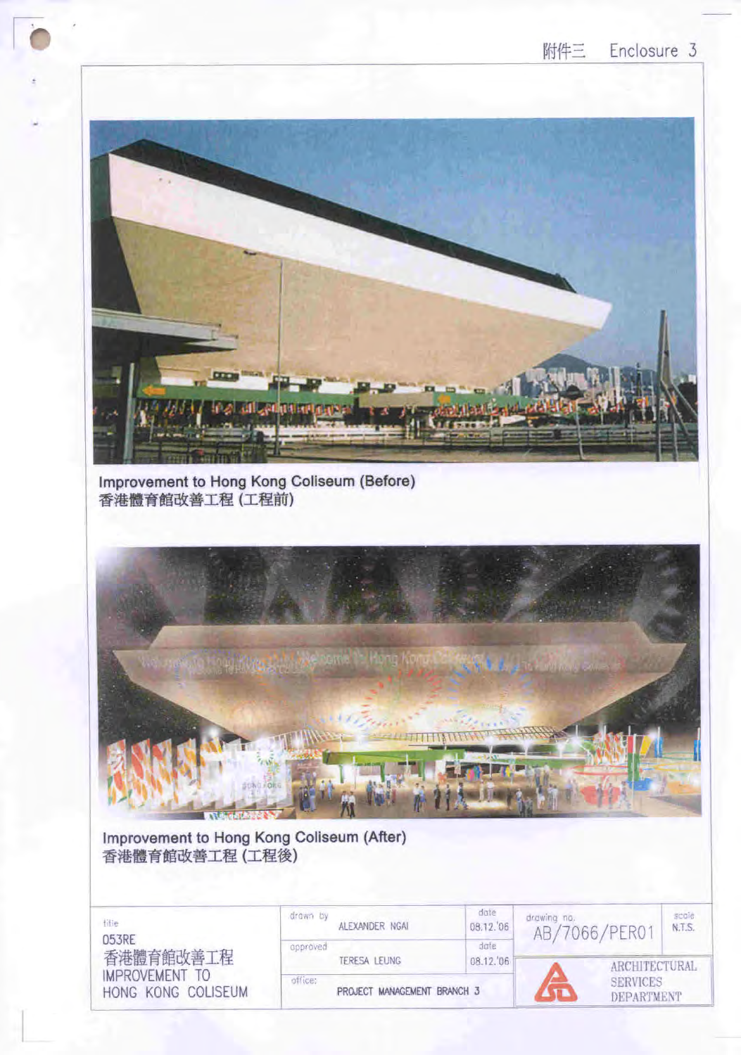附件三 Enclosure 3

Improvement to Hong Kong Coliseum (Before)
香港體育館改善工程 (工程前)

Improvement to Hong Kong Coliseum (After)
香港體育館改善工程 (工程後)

| title | drawn by | date | drawing no. | scale |
|---|---|---|---|---|
| 053RE 香港體育館改善工程 IMPROVEMENT TO HONG KONG COLISEUM | ALEXANDER NGAI | 08.12.'06 | AB/7066/PER01 | N.T.S. |
| | approved: TERESA LEUNG | 08.12.'06 | ARCHITECTURAL SERVICES DEPARTMENT | |
| | office: PROJECT MANAGEMENT BRANCH 3 | | | |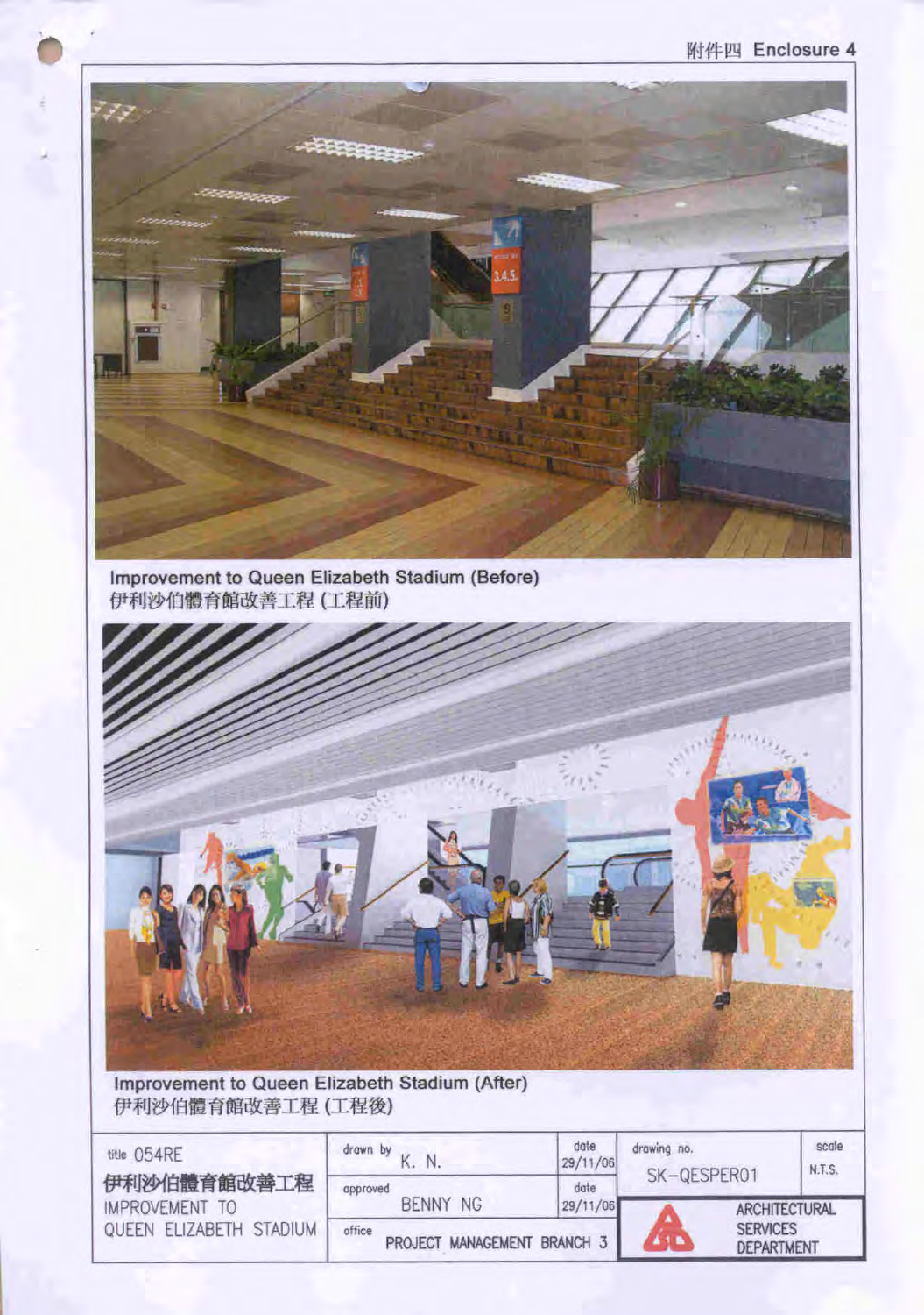附件四 Enclosure 4

Improvement to Queen Elizabeth Stadium (Before)
伊利沙伯體育館改善工程 (工程前)

Improvement to Queen Elizabeth Stadium (After)
伊利沙伯體育館改善工程 (工程後)

| title 054RE | drawn by K. N. | date 29/11/06 | drawing no. SK-QESPER01 | scale N.T.S. |
|---|---|---|---|---|
| 伊利沙伯體育館改善工程 IMPROVEMENT TO QUEEN ELIZABETH STADIUM | approved BENNY NG | date 29/11/06 | ARCHITECTURAL SERVICES DEPARTMENT | |
| | office PROJECT MANAGEMENT BRANCH 3 | | | |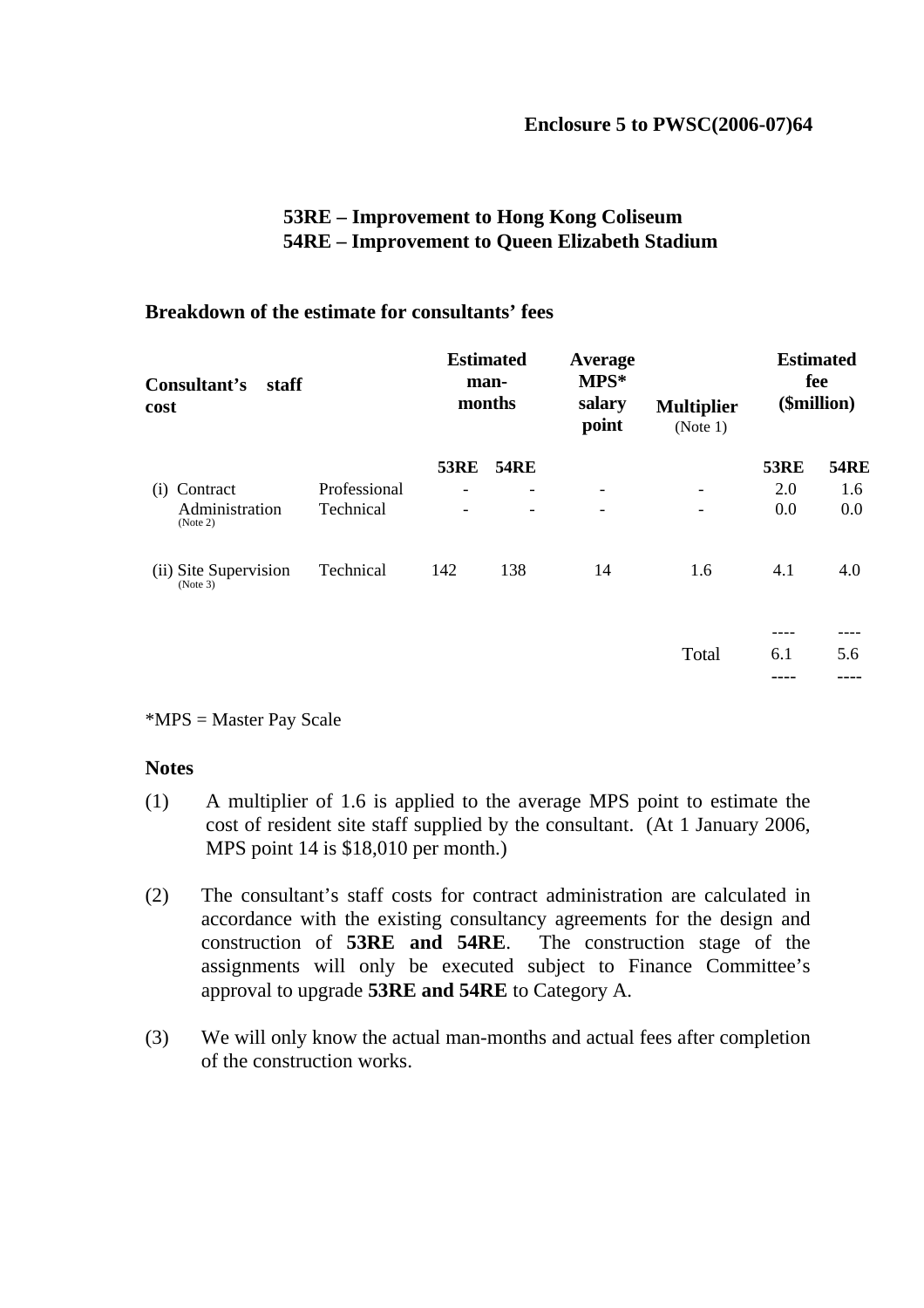**Enclosure 5 to PWSC(2006-07)64**

## 53RE – Improvement to Hong Kong Coliseum
## 54RE – Improvement to Queen Elizabeth Stadium

### Breakdown of the estimate for consultants' fees

| Consultant's staff cost | | Estimated man-months | | Average MPS* salary point | Multiplier (Note 1) | Estimated fee ($million) | |
|---|---|---|---|---|---|---|---|
| | | 53RE | 54RE | | | 53RE | 54RE |
| (i) Contract Administration (Note 2) | Professional | - | - | - | - | 2.0 | 1.6 |
| | Technical | - | - | - | - | 0.0 | 0.0 |
| (ii) Site Supervision (Note 3) | Technical | 142 | 138 | 14 | 1.6 | 4.1 | 4.0 |
| | | | | | Total | 6.1 | 5.6 |

*MPS = Master Pay Scale

**Notes**

(1) A multiplier of 1.6 is applied to the average MPS point to estimate the cost of resident site staff supplied by the consultant. (At 1 January 2006, MPS point 14 is $18,010 per month.)

(2) The consultant's staff costs for contract administration are calculated in accordance with the existing consultancy agreements for the design and construction of **53RE and 54RE**. The construction stage of the assignments will only be executed subject to Finance Committee's approval to upgrade **53RE and 54RE** to Category A.

(3) We will only know the actual man-months and actual fees after completion of the construction works.